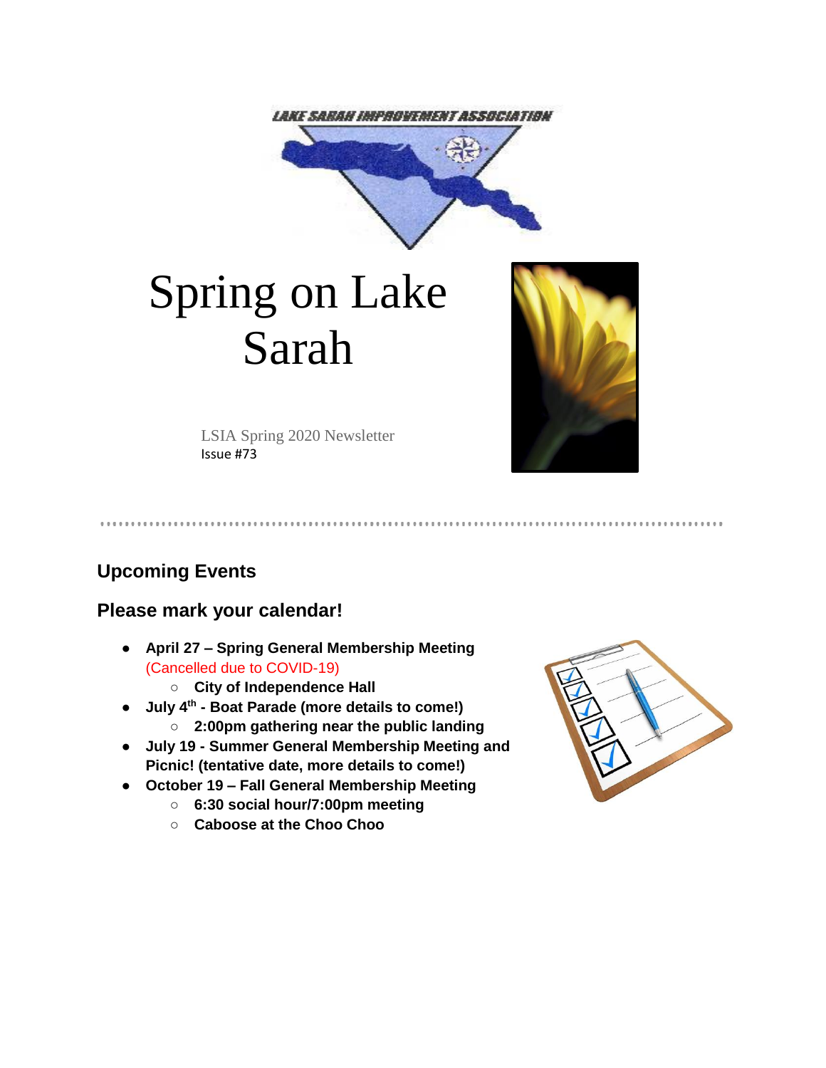LAKE SARAH IMPROVEMENT ASSOCIATION

# Spring on Lake Sarah

LSIA Spring 2020 Newsletter
Issue #73

## Upcoming Events

## Please mark your calendar!

- **April 27 – Spring General Membership Meeting** (Cancelled due to COVID-19)
  - **City of Independence Hall**
- **July 4th - Boat Parade (more details to come!)**
  - **2:00pm gathering near the public landing**
- **July 19 - Summer General Membership Meeting and Picnic! (tentative date, more details to come!)**
- **October 19 – Fall General Membership Meeting**
  - **6:30 social hour/7:00pm meeting**
  - **Caboose at the Choo Choo**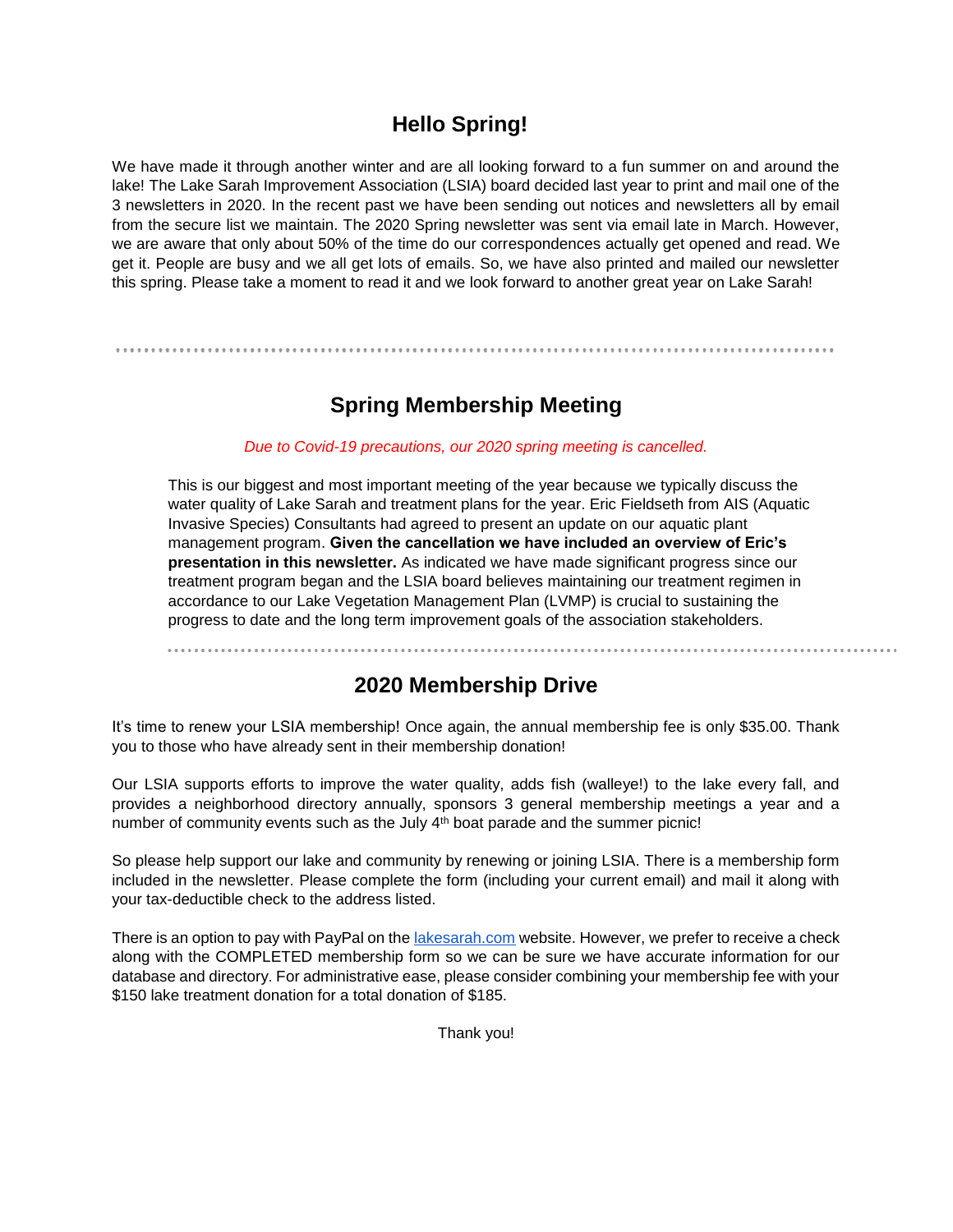## Hello Spring!

We have made it through another winter and are all looking forward to a fun summer on and around the lake! The Lake Sarah Improvement Association (LSIA) board decided last year to print and mail one of the 3 newsletters in 2020. In the recent past we have been sending out notices and newsletters all by email from the secure list we maintain. The 2020 Spring newsletter was sent via email late in March. However, we are aware that only about 50% of the time do our correspondences actually get opened and read. We get it. People are busy and we all get lots of emails. So, we have also printed and mailed our newsletter this spring. Please take a moment to read it and we look forward to another great year on Lake Sarah!

---

## Spring Membership Meeting

*Due to Covid-19 precautions, our 2020 spring meeting is cancelled.*

This is our biggest and most important meeting of the year because we typically discuss the water quality of Lake Sarah and treatment plans for the year. Eric Fieldseth from AIS (Aquatic Invasive Species) Consultants had agreed to present an update on our aquatic plant management program. **Given the cancellation we have included an overview of Eric's presentation in this newsletter.** As indicated we have made significant progress since our treatment program began and the LSIA board believes maintaining our treatment regimen in accordance to our Lake Vegetation Management Plan (LVMP) is crucial to sustaining the progress to date and the long term improvement goals of the association stakeholders.

---

## 2020 Membership Drive

It's time to renew your LSIA membership! Once again, the annual membership fee is only $35.00. Thank you to those who have already sent in their membership donation!

Our LSIA supports efforts to improve the water quality, adds fish (walleye!) to the lake every fall, and provides a neighborhood directory annually, sponsors 3 general membership meetings a year and a number of community events such as the July 4th boat parade and the summer picnic!

So please help support our lake and community by renewing or joining LSIA. There is a membership form included in the newsletter. Please complete the form (including your current email) and mail it along with your tax-deductible check to the address listed.

There is an option to pay with PayPal on the lakesarah.com website. However, we prefer to receive a check along with the COMPLETED membership form so we can be sure we have accurate information for our database and directory. For administrative ease, please consider combining your membership fee with your $150 lake treatment donation for a total donation of $185.

Thank you!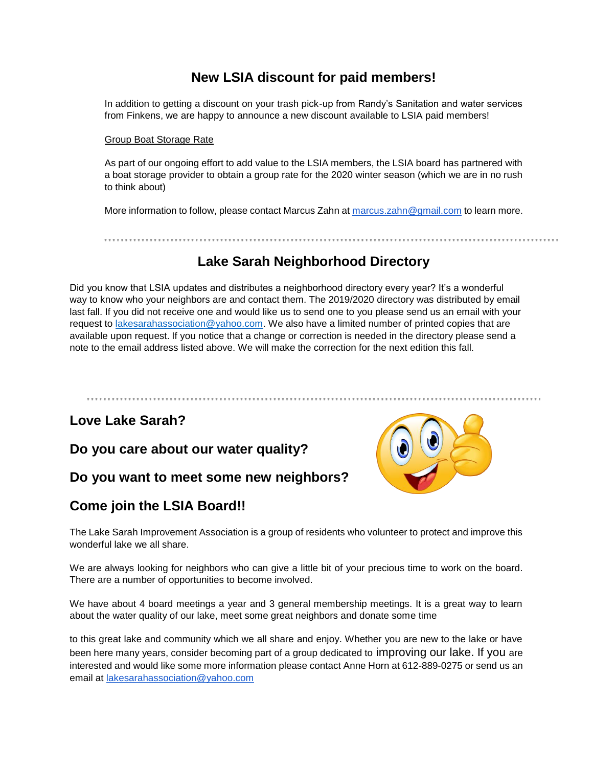## New LSIA discount for paid members!

In addition to getting a discount on your trash pick-up from Randy's Sanitation and water services from Finkens, we are happy to announce a new discount available to LSIA paid members!

Group Boat Storage Rate

As part of our ongoing effort to add value to the LSIA members, the LSIA board has partnered with a boat storage provider to obtain a group rate for the 2020 winter season (which we are in no rush to think about)

More information to follow, please contact Marcus Zahn at marcus.zahn@gmail.com to learn more.

## Lake Sarah Neighborhood Directory

Did you know that LSIA updates and distributes a neighborhood directory every year? It's a wonderful way to know who your neighbors are and contact them. The 2019/2020 directory was distributed by email last fall. If you did not receive one and would like us to send one to you please send us an email with your request to lakesarahassociation@yahoo.com. We also have a limited number of printed copies that are available upon request. If you notice that a change or correction is needed in the directory please send a note to the email address listed above. We will make the correction for the next edition this fall.

### Love Lake Sarah?

### Do you care about our water quality?

### Do you want to meet some new neighbors?

### Come join the LSIA Board!!

The Lake Sarah Improvement Association is a group of residents who volunteer to protect and improve this wonderful lake we all share.

We are always looking for neighbors who can give a little bit of your precious time to work on the board. There are a number of opportunities to become involved.

We have about 4 board meetings a year and 3 general membership meetings. It is a great way to learn about the water quality of our lake, meet some great neighbors and donate some time

to this great lake and community which we all share and enjoy. Whether you are new to the lake or have been here many years, consider becoming part of a group dedicated to improving our lake. If you are interested and would like some more information please contact Anne Horn at 612-889-0275 or send us an email at lakesarahassociation@yahoo.com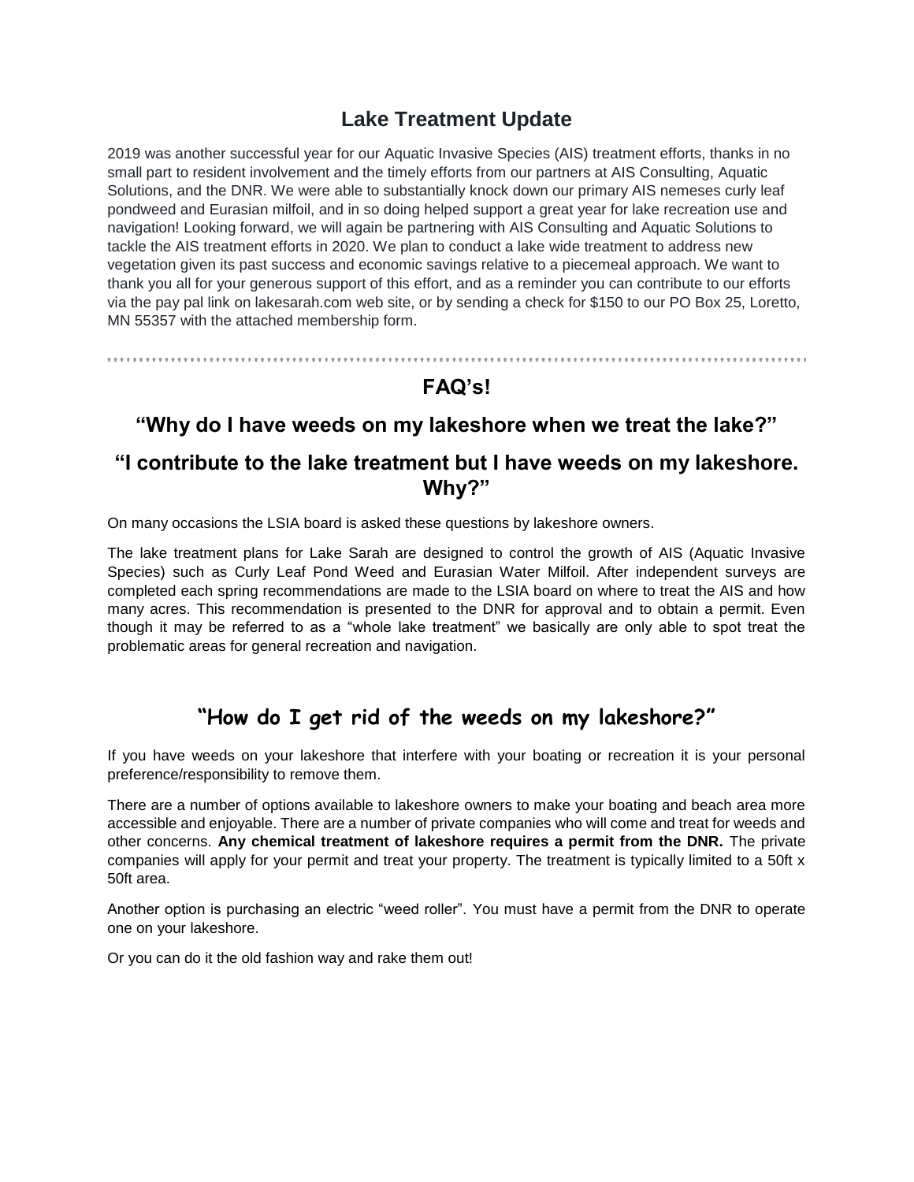## Lake Treatment Update

2019 was another successful year for our Aquatic Invasive Species (AIS) treatment efforts, thanks in no small part to resident involvement and the timely efforts from our partners at AIS Consulting, Aquatic Solutions, and the DNR. We were able to substantially knock down our primary AIS nemeses curly leaf pondweed and Eurasian milfoil, and in so doing helped support a great year for lake recreation use and navigation! Looking forward, we will again be partnering with AIS Consulting and Aquatic Solutions to tackle the AIS treatment efforts in 2020. We plan to conduct a lake wide treatment to address new vegetation given its past success and economic savings relative to a piecemeal approach. We want to thank you all for your generous support of this effort, and as a reminder you can contribute to our efforts via the pay pal link on lakesarah.com web site, or by sending a check for $150 to our PO Box 25, Loretto, MN 55357 with the attached membership form.

---

## FAQ's!

### "Why do I have weeds on my lakeshore when we treat the lake?"

### "I contribute to the lake treatment but I have weeds on my lakeshore. Why?"

On many occasions the LSIA board is asked these questions by lakeshore owners.

The lake treatment plans for Lake Sarah are designed to control the growth of AIS (Aquatic Invasive Species) such as Curly Leaf Pond Weed and Eurasian Water Milfoil. After independent surveys are completed each spring recommendations are made to the LSIA board on where to treat the AIS and how many acres. This recommendation is presented to the DNR for approval and to obtain a permit. Even though it may be referred to as a "whole lake treatment" we basically are only able to spot treat the problematic areas for general recreation and navigation.

### "How do I get rid of the weeds on my lakeshore?"

If you have weeds on your lakeshore that interfere with your boating or recreation it is your personal preference/responsibility to remove them.

There are a number of options available to lakeshore owners to make your boating and beach area more accessible and enjoyable. There are a number of private companies who will come and treat for weeds and other concerns. **Any chemical treatment of lakeshore requires a permit from the DNR.** The private companies will apply for your permit and treat your property. The treatment is typically limited to a 50ft x 50ft area.

Another option is purchasing an electric "weed roller". You must have a permit from the DNR to operate one on your lakeshore.

Or you can do it the old fashion way and rake them out!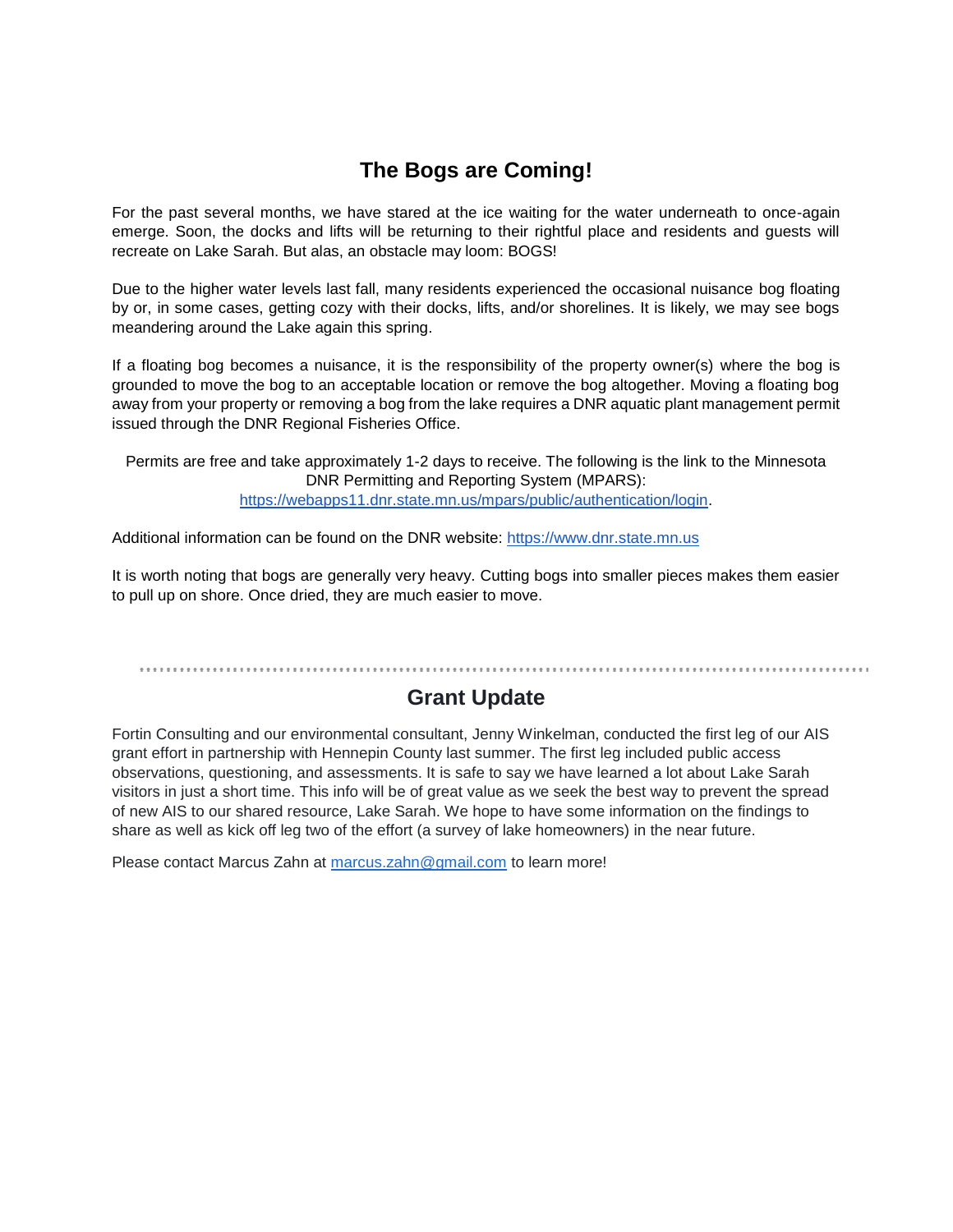## The Bogs are Coming!

For the past several months, we have stared at the ice waiting for the water underneath to once-again emerge. Soon, the docks and lifts will be returning to their rightful place and residents and guests will recreate on Lake Sarah. But alas, an obstacle may loom: BOGS!

Due to the higher water levels last fall, many residents experienced the occasional nuisance bog floating by or, in some cases, getting cozy with their docks, lifts, and/or shorelines. It is likely, we may see bogs meandering around the Lake again this spring.

If a floating bog becomes a nuisance, it is the responsibility of the property owner(s) where the bog is grounded to move the bog to an acceptable location or remove the bog altogether. Moving a floating bog away from your property or removing a bog from the lake requires a DNR aquatic plant management permit issued through the DNR Regional Fisheries Office.

Permits are free and take approximately 1-2 days to receive. The following is the link to the Minnesota DNR Permitting and Reporting System (MPARS): [https://webapps11.dnr.state.mn.us/mpars/public/authentication/login](https://webapps11.dnr.state.mn.us/mpars/public/authentication/login).

Additional information can be found on the DNR website: [https://www.dnr.state.mn.us](https://www.dnr.state.mn.us)

It is worth noting that bogs are generally very heavy. Cutting bogs into smaller pieces makes them easier to pull up on shore. Once dried, they are much easier to move.

---

## Grant Update

Fortin Consulting and our environmental consultant, Jenny Winkelman, conducted the first leg of our AIS grant effort in partnership with Hennepin County last summer. The first leg included public access observations, questioning, and assessments. It is safe to say we have learned a lot about Lake Sarah visitors in just a short time. This info will be of great value as we seek the best way to prevent the spread of new AIS to our shared resource, Lake Sarah. We hope to have some information on the findings to share as well as kick off leg two of the effort (a survey of lake homeowners) in the near future.

Please contact Marcus Zahn at [marcus.zahn@gmail.com](mailto:marcus.zahn@gmail.com) to learn more!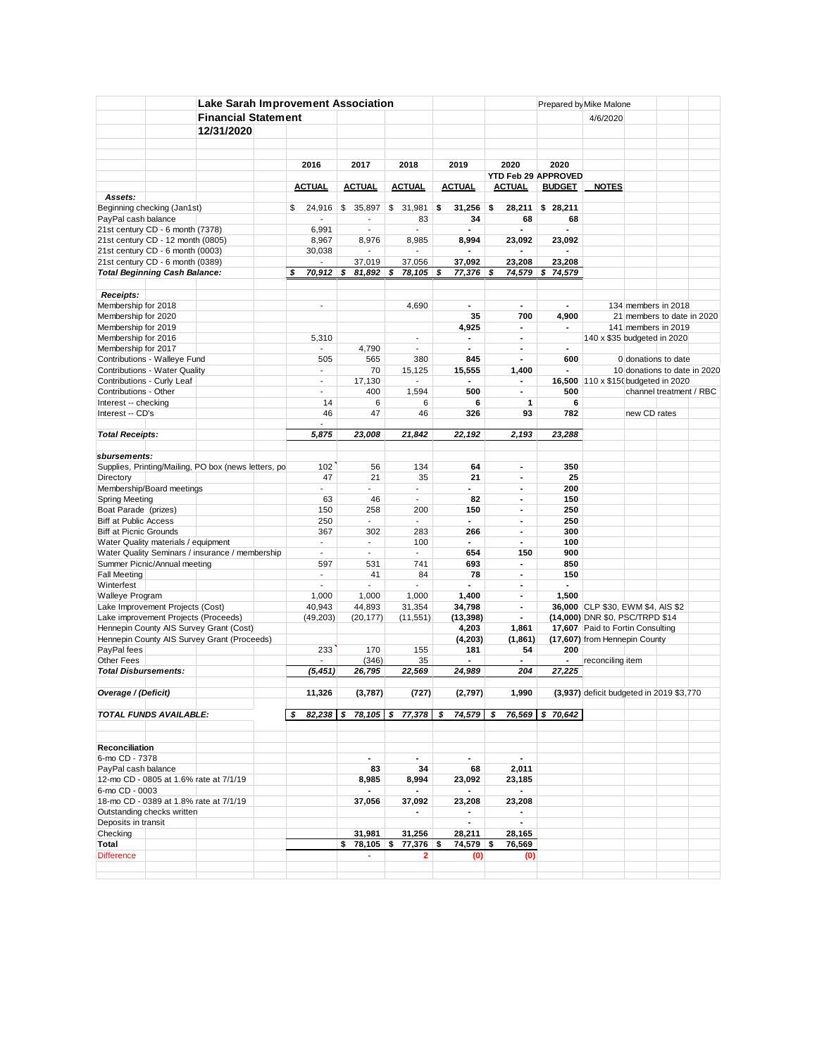## Lake Sarah Improvement Association

## Financial Statement

### 12/31/2020

Prepared by Mike Malone
4/6/2020

| | 2016 ACTUAL | 2017 ACTUAL | 2018 ACTUAL | 2019 ACTUAL | 2020 YTD Feb 29 ACTUAL | 2020 APPROVED BUDGET | NOTES |
|---|---|---|---|---|---|---|---|
| ***Assets:*** | | | | | | | |
| Beginning checking (Jan1st) | $ 24,916 | $ 35,897 | $ 31,981 | **$ 31,256** | **$ 28,211** | **$ 28,211** | |
| PayPal cash balance | - | - | 83 | **34** | **68** | **68** | |
| 21st century CD - 6 month (7378) | 6,991 | - | - | **-** | **-** | **-** | |
| 21st century CD - 12 month (0805) | 8,967 | 8,976 | 8,985 | **8,994** | **23,092** | **23,092** | |
| 21st century CD - 6 month (0003) | 30,038 | - | - | **-** | **-** | **-** | |
| 21st century CD - 6 month (0389) | - | 37,019 | 37,056 | **37,092** | **23,208** | **23,208** | |
| ***Total Beginning Cash Balance:*** | ***$ 70,912*** | ***$ 81,892*** | ***$ 78,105*** | ***$ 77,376*** | ***$ 74,579*** | ***$ 74,579*** | |
| | | | | | | | |
| ***Receipts:*** | | | | | | | |
| Membership for 2018 | - | | 4,690 | **-** | **-** | **-** | 134 members in 2018 |
| Membership for 2020 | | | | **35** | **700** | **4,900** | 21 members to date in 2020 |
| Membership for 2019 | | | | **4,925** | **-** | **-** | 141 members in 2019 |
| Membership for 2016 | 5,310 | | - | **-** | **-** | | 140 x $35 budgeted in 2020 |
| Membership for 2017 | - | 4,790 | - | **-** | **-** | **-** | |
| Contributions - Walleye Fund | 505 | 565 | 380 | **845** | **-** | **600** | 0 donations to date |
| Contributions - Water Quality | - | 70 | 15,125 | **15,555** | **1,400** | **-** | 10 donations to date in 2020 |
| Contributions - Curly Leaf | - | 17,130 | - | **-** | **-** | **16,500** | 110 x $150 budgeted in 2020 |
| Contributions - Other | - | 400 | 1,594 | **500** | **-** | **500** | channel treatment / RBC |
| Interest -- checking | 14 | 6 | 6 | **6** | **1** | **6** | |
| Interest -- CD's | 46 | 47 | 46 | **326** | **93** | **782** | new CD rates |
| | - | | | | | | |
| ***Total Receipts:*** | ***5,875*** | ***23,008*** | ***21,842*** | ***22,192*** | ***2,193*** | ***23,288*** | |
| | | | | | | | |
| ***sbursements:*** | | | | | | | |
| Supplies, Printing/Mailing, PO box (news letters, po | 102 | 56 | 134 | **64** | **-** | **350** | |
| Directory | 47 | 21 | 35 | **21** | **-** | **25** | |
| Membership/Board meetings | - | - | - | **-** | **-** | **200** | |
| Spring Meeting | 63 | 46 | - | **82** | **-** | **150** | |
| Boat Parade (prizes) | 150 | 258 | 200 | **150** | **-** | **250** | |
| Biff at Public Access | 250 | - | - | **-** | **-** | **250** | |
| Biff at Picnic Grounds | 367 | 302 | 283 | **266** | **-** | **300** | |
| Water Quality materials / equipment | - | - | 100 | **-** | **-** | **100** | |
| Water Quality Seminars / insurance / membership | - | - | - | **654** | **150** | **900** | |
| Summer Picnic/Annual meeting | 597 | 531 | 741 | **693** | **-** | **850** | |
| Fall Meeting | - | 41 | 84 | **78** | **-** | **150** | |
| Winterfest | - | - | - | **-** | **-** | **-** | |
| Walleye Program | 1,000 | 1,000 | 1,000 | **1,400** | **-** | **1,500** | |
| Lake Improvement Projects (Cost) | 40,943 | 44,893 | 31,354 | **34,798** | **-** | **36,000** | CLP $30, EWM $4, AIS $2 |
| Lake improvement Projects (Proceeds) | (49,203) | (20,177) | (11,551) | **(13,398)** | **-** | **(14,000)** | DNR $0, PSC/TRPD $14 |
| Hennepin County AIS Survey Grant (Cost) | | | | **4,203** | **1,861** | **17,607** | Paid to Fortin Consulting |
| Hennepin County AIS Survey Grant (Proceeds) | | | | **(4,203)** | **(1,861)** | **(17,607)** | from Hennepin County |
| PayPal fees | 233 | 170 | 155 | **181** | **54** | **200** | |
| Other Fees | - | (346) | 35 | **-** | **-** | **-** | reconciling item |
| ***Total Disbursements:*** | ***(5,451)*** | ***26,795*** | ***22,569*** | ***24,989*** | ***204*** | ***27,225*** | |
| | | | | | | | |
| ***Overage / (Deficit)*** | **11,326** | **(3,787)** | **(727)** | **(2,797)** | **1,990** | **(3,937)** | deficit budgeted in 2019 $3,770 |
| | | | | | | | |
| ***TOTAL FUNDS AVAILABLE:*** | ***$ 82,238*** | ***$ 78,105*** | ***$ 77,378*** | ***$ 74,579*** | ***$ 76,569*** | ***$ 70,642*** | |
| | | | | | | | |
| **Reconciliation** | | | | | | | |
| 6-mo CD - 7378 | | **-** | **-** | **-** | **-** | | |
| PayPal cash balance | | **83** | **34** | **68** | **2,011** | | |
| 12-mo CD - 0805 at 1.6% rate at 7/1/19 | | **8,985** | **8,994** | **23,092** | **23,185** | | |
| 6-mo CD - 0003 | | **-** | **-** | **-** | **-** | | |
| 18-mo CD - 0389 at 1.8% rate at 7/1/19 | | **37,056** | **37,092** | **23,208** | **23,208** | | |
| Outstanding checks written | | | **-** | **-** | **-** | | |
| Deposits in transit | | | | **-** | **-** | | |
| Checking | | **31,981** | **31,256** | **28,211** | **28,165** | | |
| **Total** | | **$ 78,105** | **$ 77,376** | **$ 74,579** | **$ 76,569** | | |
| Difference | | **-** | **2** | **(0)** | **(0)** | | |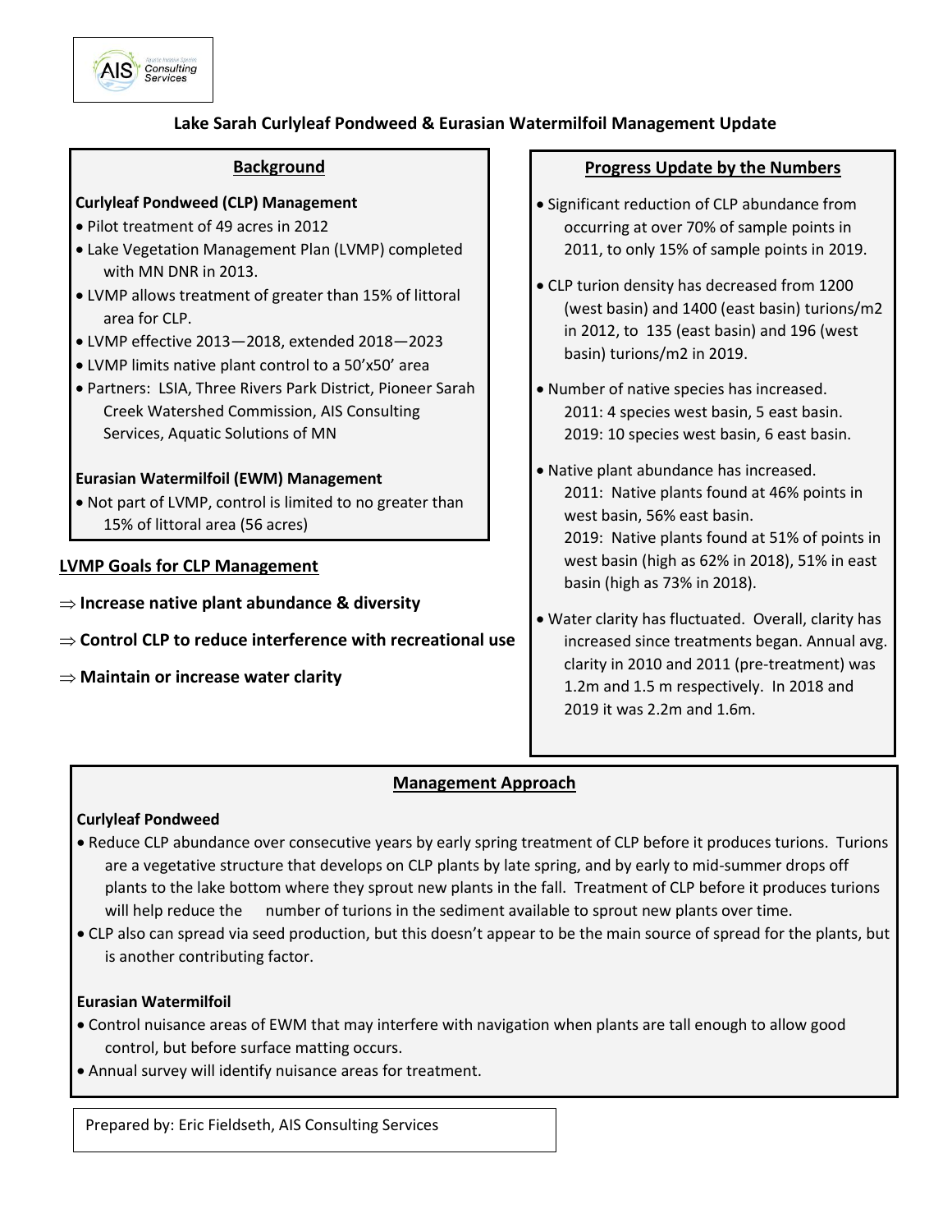# Lake Sarah Curlyleaf Pondweed & Eurasian Watermilfoil Management Update

## Background

**Curlyleaf Pondweed (CLP) Management**

- Pilot treatment of 49 acres in 2012
- Lake Vegetation Management Plan (LVMP) completed with MN DNR in 2013.
- LVMP allows treatment of greater than 15% of littoral area for CLP.
- LVMP effective 2013—2018, extended 2018—2023
- LVMP limits native plant control to a 50'x50' area
- Partners: LSIA, Three Rivers Park District, Pioneer Sarah Creek Watershed Commission, AIS Consulting Services, Aquatic Solutions of MN

**Eurasian Watermilfoil (EWM) Management**

- Not part of LVMP, control is limited to no greater than 15% of littoral area (56 acres)

## LVMP Goals for CLP Management

⇒ **Increase native plant abundance & diversity**

⇒ **Control CLP to reduce interference with recreational use**

⇒ **Maintain or increase water clarity**

## Progress Update by the Numbers

- Significant reduction of CLP abundance from occurring at over 70% of sample points in 2011, to only 15% of sample points in 2019.
- CLP turion density has decreased from 1200 (west basin) and 1400 (east basin) turions/m2 in 2012, to 135 (east basin) and 196 (west basin) turions/m2 in 2019.
- Number of native species has increased.
  2011: 4 species west basin, 5 east basin.
  2019: 10 species west basin, 6 east basin.
- Native plant abundance has increased.
  2011: Native plants found at 46% points in west basin, 56% east basin.
  2019: Native plants found at 51% of points in west basin (high as 62% in 2018), 51% in east basin (high as 73% in 2018).
- Water clarity has fluctuated. Overall, clarity has increased since treatments began. Annual avg. clarity in 2010 and 2011 (pre-treatment) was 1.2m and 1.5 m respectively. In 2018 and 2019 it was 2.2m and 1.6m.

## Management Approach

**Curlyleaf Pondweed**

- Reduce CLP abundance over consecutive years by early spring treatment of CLP before it produces turions. Turions are a vegetative structure that develops on CLP plants by late spring, and by early to mid-summer drops off plants to the lake bottom where they sprout new plants in the fall. Treatment of CLP before it produces turions will help reduce the number of turions in the sediment available to sprout new plants over time.
- CLP also can spread via seed production, but this doesn't appear to be the main source of spread for the plants, but is another contributing factor.

**Eurasian Watermilfoil**

- Control nuisance areas of EWM that may interfere with navigation when plants are tall enough to allow good control, but before surface matting occurs.
- Annual survey will identify nuisance areas for treatment.

Prepared by: Eric Fieldseth, AIS Consulting Services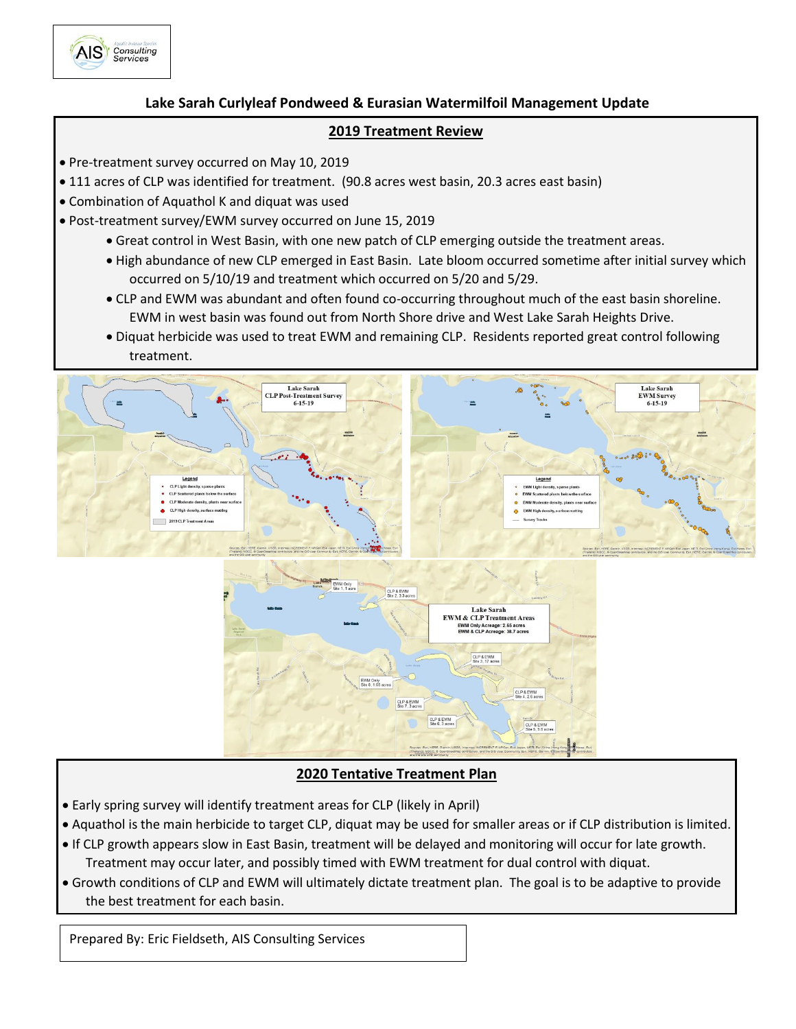# Lake Sarah Curlyleaf Pondweed & Eurasian Watermilfoil Management Update

## 2019 Treatment Review

- Pre-treatment survey occurred on May 10, 2019
- 111 acres of CLP was identified for treatment. (90.8 acres west basin, 20.3 acres east basin)
- Combination of Aquathol K and diquat was used
- Post-treatment survey/EWM survey occurred on June 15, 2019
    - Great control in West Basin, with one new patch of CLP emerging outside the treatment areas.
    - High abundance of new CLP emerged in East Basin. Late bloom occurred sometime after initial survey which occurred on 5/10/19 and treatment which occurred on 5/20 and 5/29.
    - CLP and EWM was abundant and often found co-occurring throughout much of the east basin shoreline. EWM in west basin was found out from North Shore drive and West Lake Sarah Heights Drive.
    - Diquat herbicide was used to treat EWM and remaining CLP. Residents reported great control following treatment.

## 2020 Tentative Treatment Plan

- Early spring survey will identify treatment areas for CLP (likely in April)
- Aquathol is the main herbicide to target CLP, diquat may be used for smaller areas or if CLP distribution is limited.
- If CLP growth appears slow in East Basin, treatment will be delayed and monitoring will occur for late growth. Treatment may occur later, and possibly timed with EWM treatment for dual control with diquat.
- Growth conditions of CLP and EWM will ultimately dictate treatment plan. The goal is to be adaptive to provide the best treatment for each basin.

Prepared By: Eric Fieldseth, AIS Consulting Services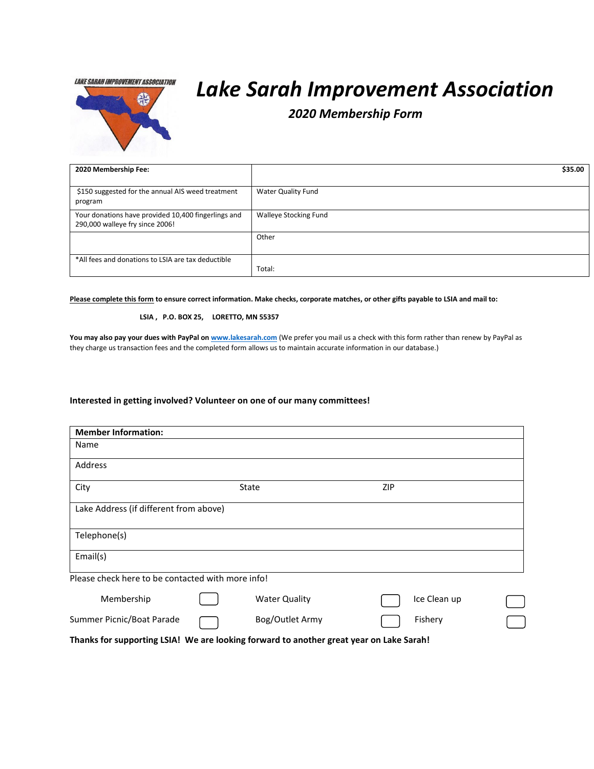# Lake Sarah Improvement Association

## 2020 Membership Form

| 2020 Membership Fee: | $35.00 |
|---|---|
| $150 suggested for the annual AIS weed treatment program | Water Quality Fund |
| Your donations have provided 10,400 fingerlings and 290,000 walleye fry since 2006! | Walleye Stocking Fund |
| | Other |
| *All fees and donations to LSIA are tax deductible | Total: |

**Please complete this form to ensure correct information. Make checks, corporate matches, or other gifts payable to LSIA and mail to:**

**LSIA , P.O. BOX 25, LORETTO, MN 55357**

**You may also pay your dues with PayPal on** www.lakesarah.com (We prefer you mail us a check with this form rather than renew by PayPal as they charge us transaction fees and the completed form allows us to maintain accurate information in our database.)

**Interested in getting involved? Volunteer on one of our many committees!**

| **Member Information:** | | |
|---|---|---|
| Name | | |
| Address | | |
| City | State | ZIP |
| Lake Address (if different from above) | | |
| Telephone(s) | | |
| Email(s) | | |

Please check here to be contacted with more info!

| | | | | | |
|---|---|---|---|---|---|
| Membership | ☐ | Water Quality | ☐ | Ice Clean up | ☐ |
| Summer Picnic/Boat Parade | ☐ | Bog/Outlet Army | ☐ | Fishery | ☐ |

**Thanks for supporting LSIA! We are looking forward to another great year on Lake Sarah!**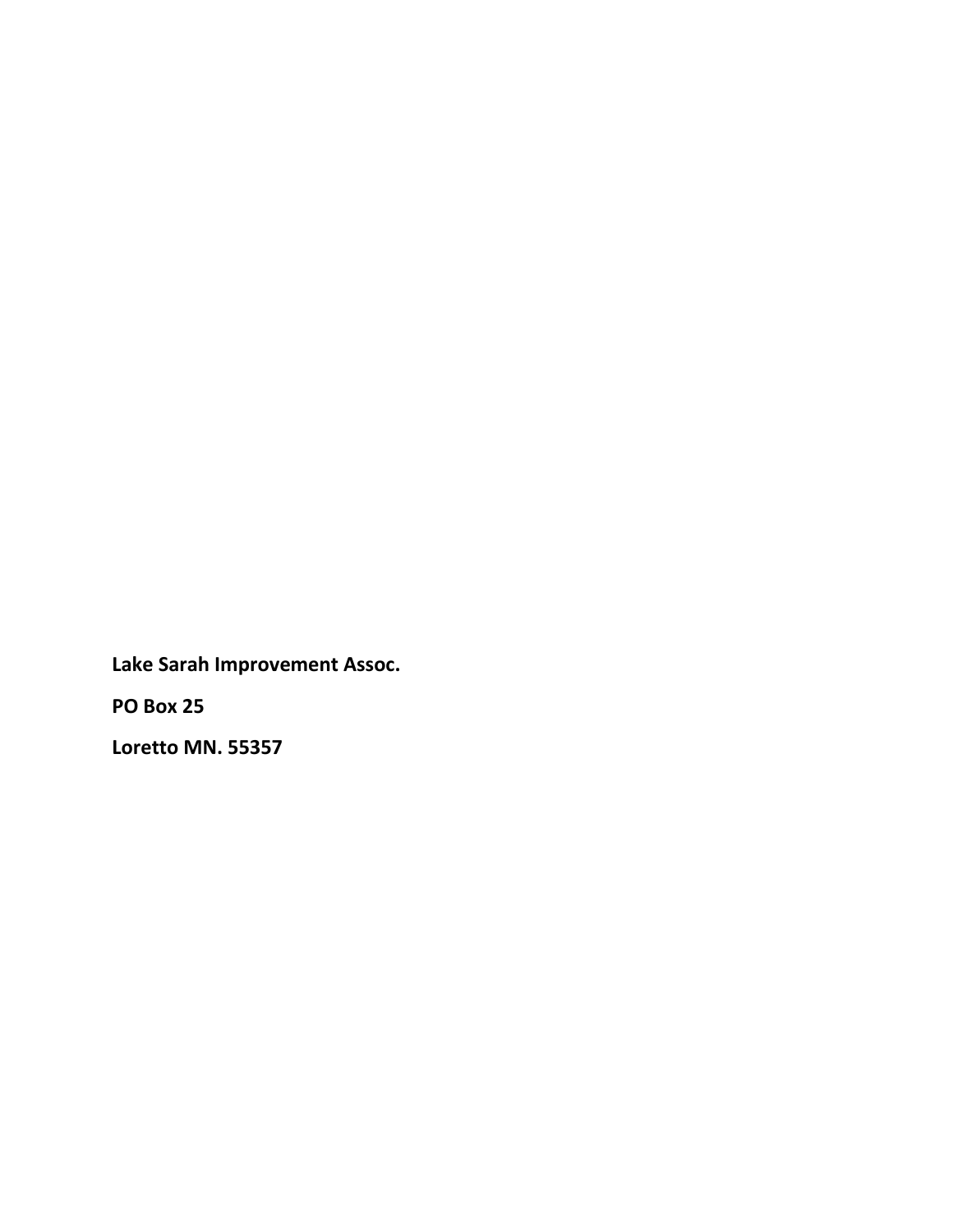**Lake Sarah Improvement Assoc.**

**PO Box 25**

**Loretto MN. 55357**